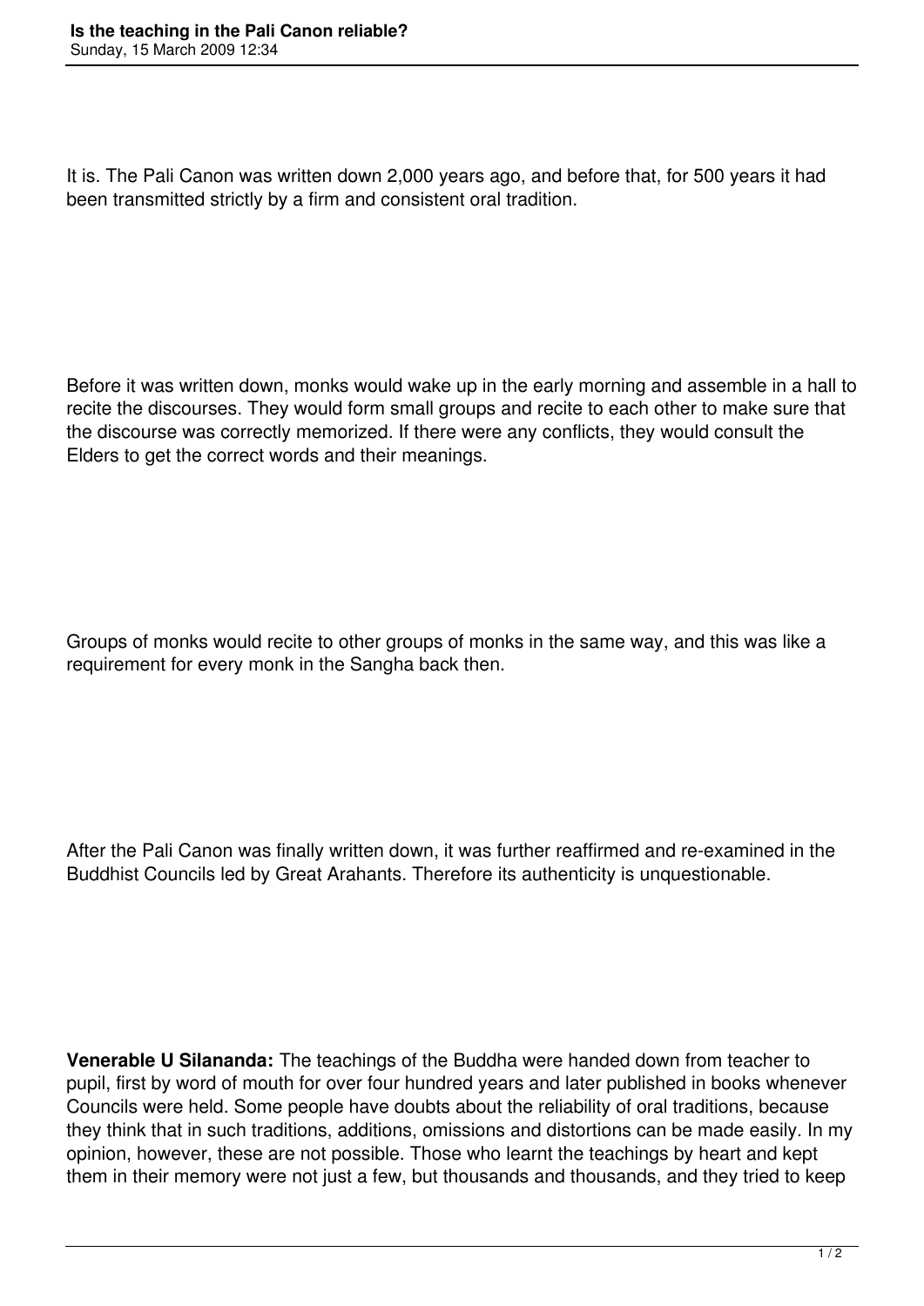It is. The Pali Canon was written down 2,000 years ago, and before that, for 500 years it had been transmitted strictly by a firm and consistent oral tradition.

Before it was written down, monks would wake up in the early morning and assemble in a hall to recite the discourses. They would form small groups and recite to each other to make sure that the discourse was correctly memorized. If there were any conflicts, they would consult the Elders to get the correct words and their meanings.

Groups of monks would recite to other groups of monks in the same way, and this was like a requirement for every monk in the Sangha back then.

After the Pali Canon was finally written down, it was further reaffirmed and re-examined in the Buddhist Councils led by Great Arahants. Therefore its authenticity is unquestionable.

**Venerable U Silananda:** The teachings of the Buddha were handed down from teacher to pupil, first by word of mouth for over four hundred years and later published in books whenever Councils were held. Some people have doubts about the reliability of oral traditions, because they think that in such traditions, additions, omissions and distortions can be made easily. In my opinion, however, these are not possible. Those who learnt the teachings by heart and kept them in their memory were not just a few, but thousands and thousands, and they tried to keep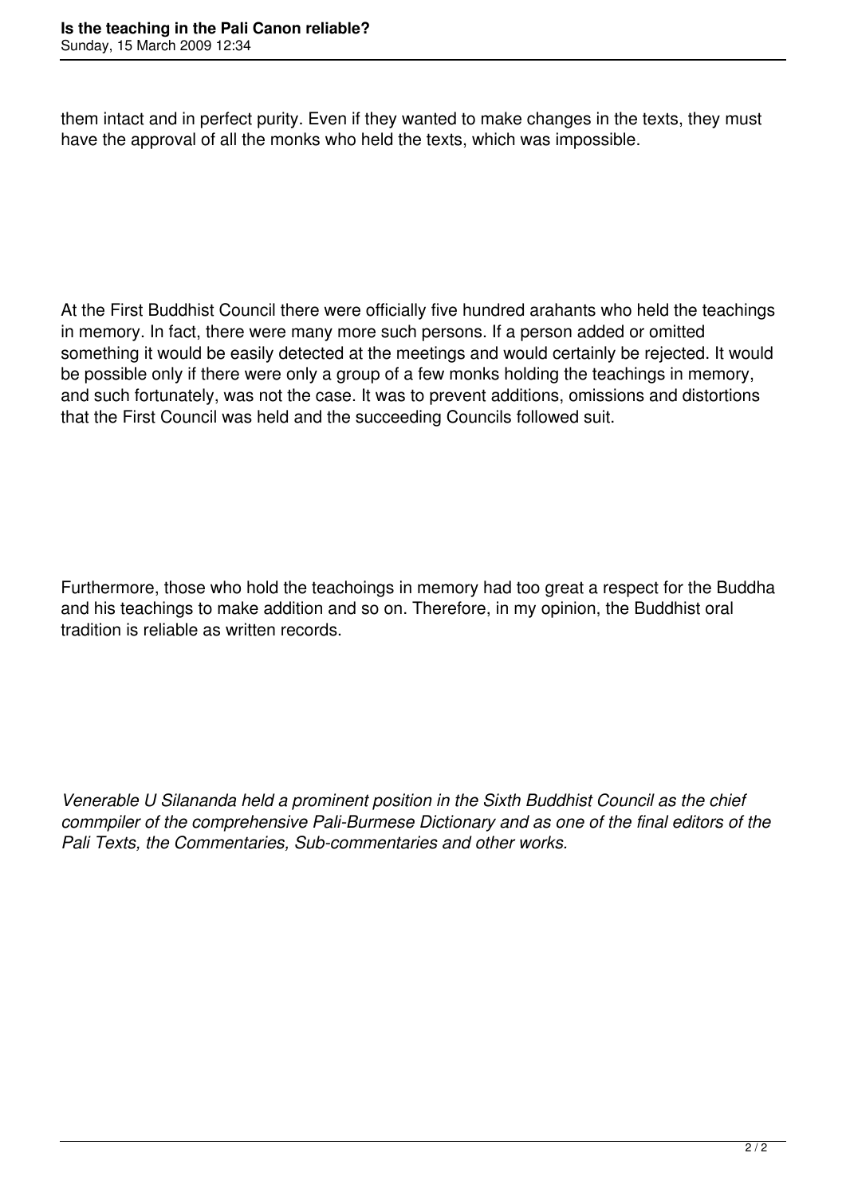them intact and in perfect purity. Even if they wanted to make changes in the texts, they must have the approval of all the monks who held the texts, which was impossible.

At the First Buddhist Council there were officially five hundred arahants who held the teachings in memory. In fact, there were many more such persons. If a person added or omitted something it would be easily detected at the meetings and would certainly be rejected. It would be possible only if there were only a group of a few monks holding the teachings in memory, and such fortunately, was not the case. It was to prevent additions, omissions and distortions that the First Council was held and the succeeding Councils followed suit.

Furthermore, those who hold the teachoings in memory had too great a respect for the Buddha and his teachings to make addition and so on. Therefore, in my opinion, the Buddhist oral tradition is reliable as written records.

*Venerable U Silananda held a prominent position in the Sixth Buddhist Council as the chief commpiler of the comprehensive Pali-Burmese Dictionary and as one of the final editors of the Pali Texts, the Commentaries, Sub-commentaries and other works.*